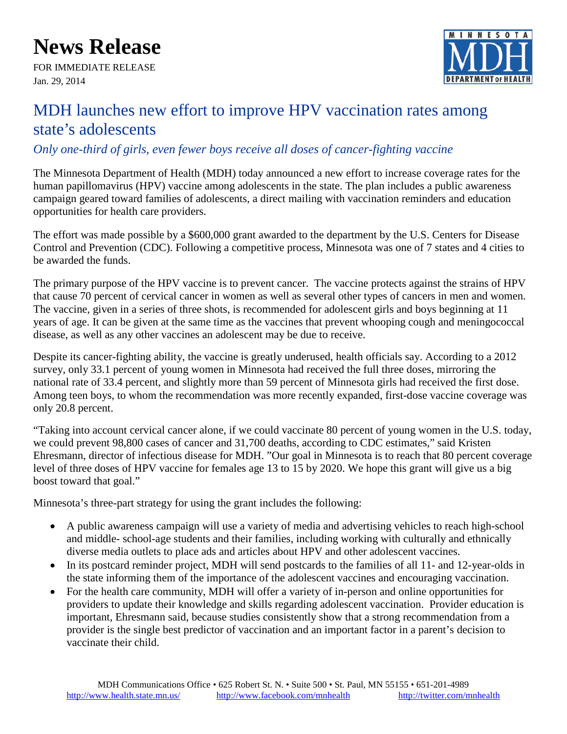# News Release

FOR IMMEDIATE RELEASE
Jan. 29, 2014

## MDH launches new effort to improve HPV vaccination rates among state's adolescents

*Only one-third of girls, even fewer boys receive all doses of cancer-fighting vaccine*

The Minnesota Department of Health (MDH) today announced a new effort to increase coverage rates for the human papillomavirus (HPV) vaccine among adolescents in the state. The plan includes a public awareness campaign geared toward families of adolescents, a direct mailing with vaccination reminders and education opportunities for health care providers.

The effort was made possible by a $600,000 grant awarded to the department by the U.S. Centers for Disease Control and Prevention (CDC). Following a competitive process, Minnesota was one of 7 states and 4 cities to be awarded the funds.

The primary purpose of the HPV vaccine is to prevent cancer. The vaccine protects against the strains of HPV that cause 70 percent of cervical cancer in women as well as several other types of cancers in men and women. The vaccine, given in a series of three shots, is recommended for adolescent girls and boys beginning at 11 years of age. It can be given at the same time as the vaccines that prevent whooping cough and meningococcal disease, as well as any other vaccines an adolescent may be due to receive.

Despite its cancer-fighting ability, the vaccine is greatly underused, health officials say. According to a 2012 survey, only 33.1 percent of young women in Minnesota had received the full three doses, mirroring the national rate of 33.4 percent, and slightly more than 59 percent of Minnesota girls had received the first dose. Among teen boys, to whom the recommendation was more recently expanded, first-dose vaccine coverage was only 20.8 percent.

"Taking into account cervical cancer alone, if we could vaccinate 80 percent of young women in the U.S. today, we could prevent 98,800 cases of cancer and 31,700 deaths, according to CDC estimates," said Kristen Ehresmann, director of infectious disease for MDH. "Our goal in Minnesota is to reach that 80 percent coverage level of three doses of HPV vaccine for females age 13 to 15 by 2020. We hope this grant will give us a big boost toward that goal."

Minnesota's three-part strategy for using the grant includes the following:

- A public awareness campaign will use a variety of media and advertising vehicles to reach high-school and middle- school-age students and their families, including working with culturally and ethnically diverse media outlets to place ads and articles about HPV and other adolescent vaccines.
- In its postcard reminder project, MDH will send postcards to the families of all 11- and 12-year-olds in the state informing them of the importance of the adolescent vaccines and encouraging vaccination.
- For the health care community, MDH will offer a variety of in-person and online opportunities for providers to update their knowledge and skills regarding adolescent vaccination. Provider education is important, Ehresmann said, because studies consistently show that a strong recommendation from a provider is the single best predictor of vaccination and an important factor in a parent's decision to vaccinate their child.

MDH Communications Office • 625 Robert St. N. • Suite 500 • St. Paul, MN 55155 • 651-201-4989
http://www.health.state.mn.us/ http://www.facebook.com/mnhealth http://twitter.com/mnhealth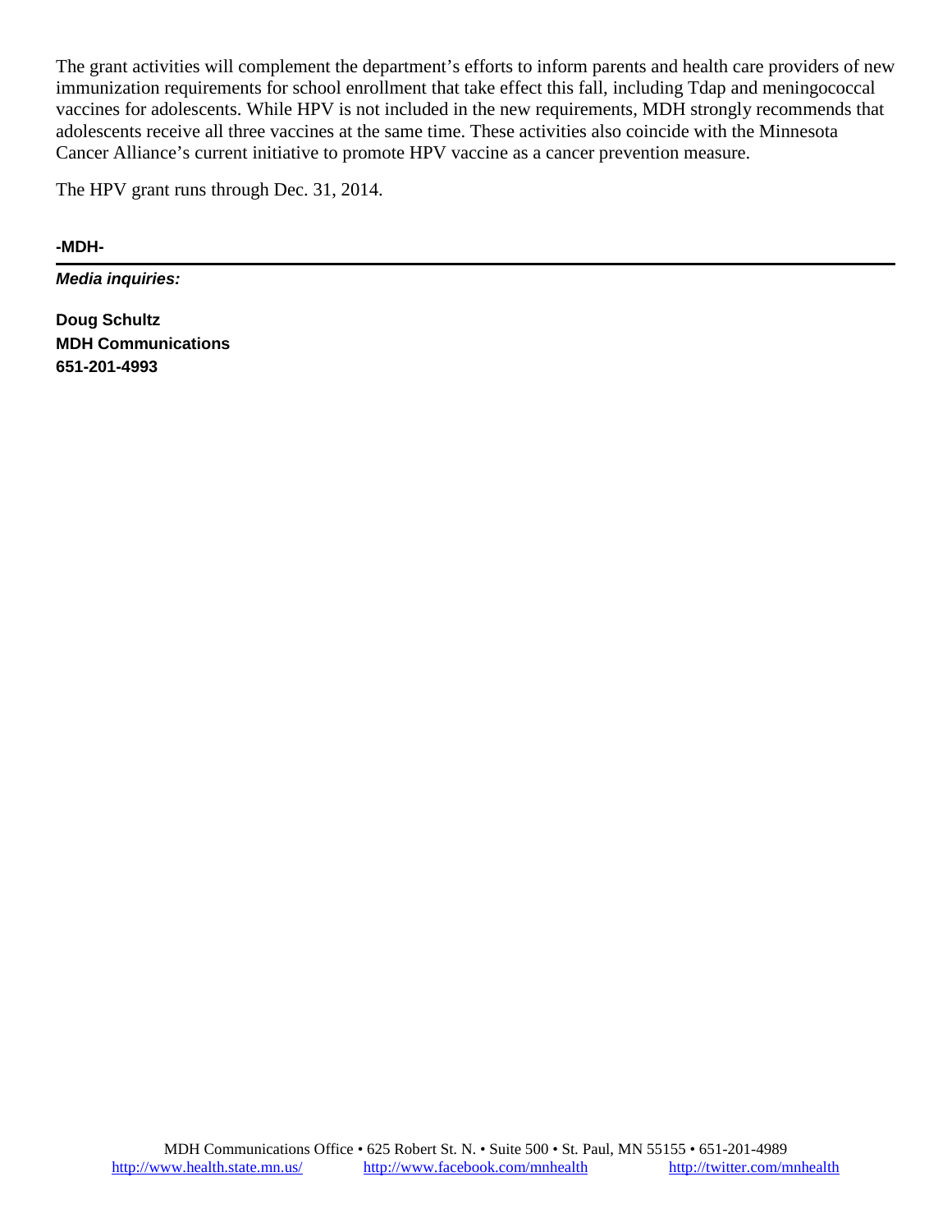The grant activities will complement the department's efforts to inform parents and health care providers of new immunization requirements for school enrollment that take effect this fall, including Tdap and meningococcal vaccines for adolescents. While HPV is not included in the new requirements, MDH strongly recommends that adolescents receive all three vaccines at the same time. These activities also coincide with the Minnesota Cancer Alliance's current initiative to promote HPV vaccine as a cancer prevention measure.

The HPV grant runs through Dec. 31, 2014.

**-MDH-**

---

***Media inquiries:***

**Doug Schultz**
**MDH Communications**
**651-201-4993**

MDH Communications Office • 625 Robert St. N. • Suite 500 • St. Paul, MN 55155 • 651-201-4989
http://www.health.state.mn.us/ http://www.facebook.com/mnhealth http://twitter.com/mnhealth